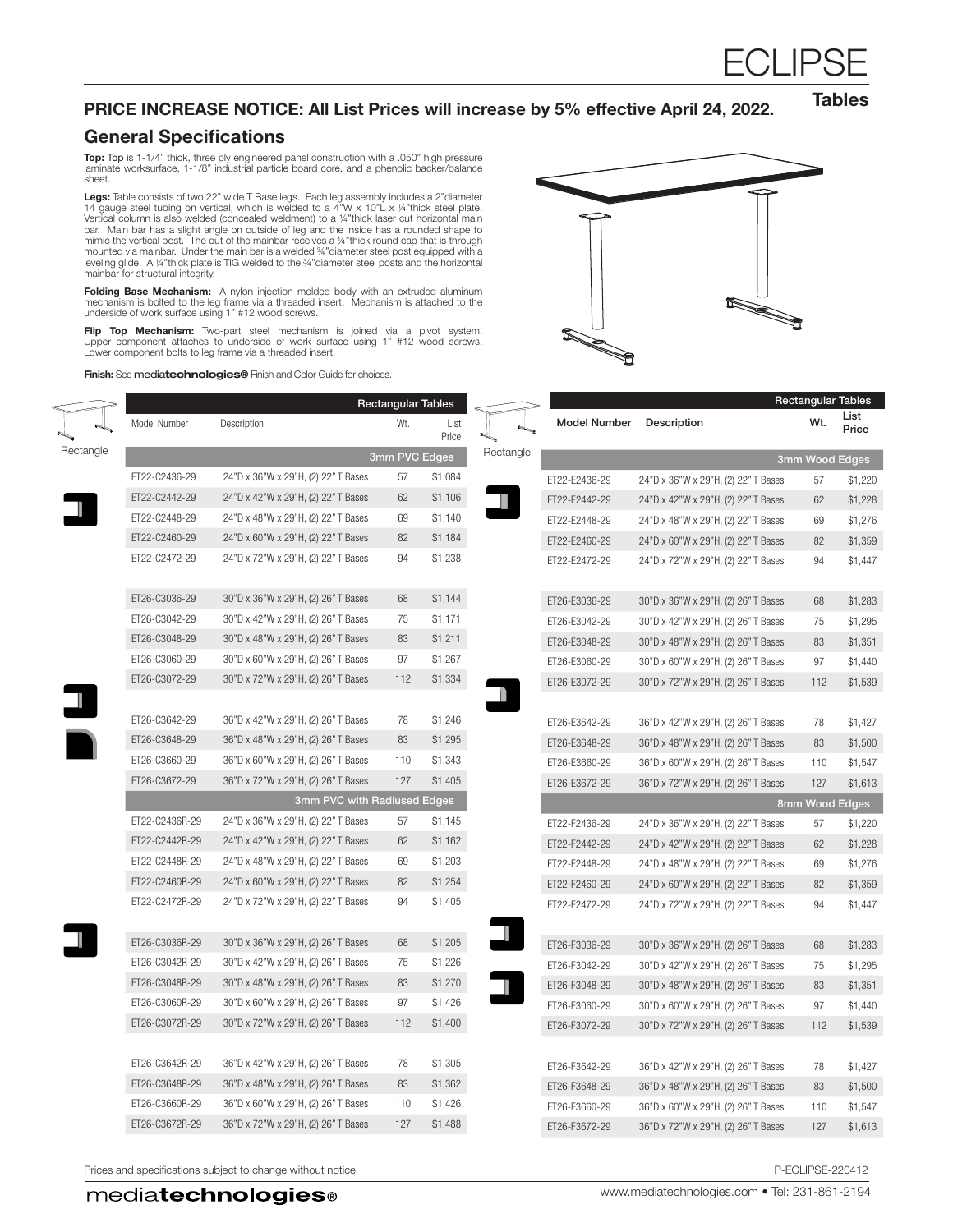# ECLIPSE

**Tables**

## PRICE INCREASE NOTICE: All List Prices will increase by 5% effective April 24, 2022.

## General Specifications

**Top:** Top is 1-1/4" thick, three ply engineered panel construction with a .050" high pressure laminate worksurface, 1-1/8" industrial particle board core, and a phenolic backer/balance sheet.

**Legs:** Table consists of two 22" wide T Base legs. Each leg assembly includes a 2"diameter 14 gauge steel tubing on vertical, which is welded to a 4"W x 10"L x ¼"thick steel plate. Vertical column is also welded (concealed weldment) to a ¼"thick laser cut horizontal main bar. Main bar has a slight angle on outside of leg and the inside has a rounded shape to mimic the vertical post. The out of the mainbar receives a ¼"thick round cap that is through mounted via mainbar. Under the main bar is a welded ¾"diameter steel post equipped with a leveling glide. A ¼"thick plate is TIG welded to the ¾"diameter steel posts and the horizontal mainbar for structural integrity.

**Folding Base Mechanism:** A nylon injection molded body with an extruded aluminum mechanism is bolted to the leg frame via a threaded insert. Mechanism is attached to the underside of work surface using 1" #12 wood screws.

**Flip Top Mechanism:** Two-part steel mechanism is joined via a pivot system. Upper component attaches to underside of work surface using 1" #12 wood screws. Lower component bolts to leg frame via a threaded insert.

**Finish:** See media**technologies®** Finish and Color Guide for choices.

### Rectangle – Rectangular Tables

| Model Number | Description | Wt. | List Price |
|---|---|---|---|
| **3mm PVC Edges** | | | |
| ET22-C2436-29 | 24"D x 36"W x 29"H, (2) 22" T Bases | 57 | $1,084 |
| ET22-C2442-29 | 24"D x 42"W x 29"H, (2) 22" T Bases | 62 | $1,106 |
| ET22-C2448-29 | 24"D x 48"W x 29"H, (2) 22" T Bases | 69 | $1,140 |
| ET22-C2460-29 | 24"D x 60"W x 29"H, (2) 22" T Bases | 82 | $1,184 |
| ET22-C2472-29 | 24"D x 72"W x 29"H, (2) 22" T Bases | 94 | $1,238 |
| ET26-C3036-29 | 30"D x 36"W x 29"H, (2) 26" T Bases | 68 | $1,144 |
| ET26-C3042-29 | 30"D x 42"W x 29"H, (2) 26" T Bases | 75 | $1,171 |
| ET26-C3048-29 | 30"D x 48"W x 29"H, (2) 26" T Bases | 83 | $1,211 |
| ET26-C3060-29 | 30"D x 60"W x 29"H, (2) 26" T Bases | 97 | $1,267 |
| ET26-C3072-29 | 30"D x 72"W x 29"H, (2) 26" T Bases | 112 | $1,334 |
| ET26-C3642-29 | 36"D x 42"W x 29"H, (2) 26" T Bases | 78 | $1,246 |
| ET26-C3648-29 | 36"D x 48"W x 29"H, (2) 26" T Bases | 83 | $1,295 |
| ET26-C3660-29 | 36"D x 60"W x 29"H, (2) 26" T Bases | 110 | $1,343 |
| ET26-C3672-29 | 36"D x 72"W x 29"H, (2) 26" T Bases | 127 | $1,405 |
| **3mm PVC with Radiused Edges** | | | |
| ET22-C2436R-29 | 24"D x 36"W x 29"H, (2) 22" T Bases | 57 | $1,145 |
| ET22-C2442R-29 | 24"D x 42"W x 29"H, (2) 22" T Bases | 62 | $1,162 |
| ET22-C2448R-29 | 24"D x 48"W x 29"H, (2) 22" T Bases | 69 | $1,203 |
| ET22-C2460R-29 | 24"D x 60"W x 29"H, (2) 22" T Bases | 82 | $1,254 |
| ET22-C2472R-29 | 24"D x 72"W x 29"H, (2) 22" T Bases | 94 | $1,405 |
| ET26-C3036R-29 | 30"D x 36"W x 29"H, (2) 26" T Bases | 68 | $1,205 |
| ET26-C3042R-29 | 30"D x 42"W x 29"H, (2) 26" T Bases | 75 | $1,226 |
| ET26-C3048R-29 | 30"D x 48"W x 29"H, (2) 26" T Bases | 83 | $1,270 |
| ET26-C3060R-29 | 30"D x 60"W x 29"H, (2) 26" T Bases | 97 | $1,426 |
| ET26-C3072R-29 | 30"D x 72"W x 29"H, (2) 26" T Bases | 112 | $1,400 |
| ET26-C3642R-29 | 36"D x 42"W x 29"H, (2) 26" T Bases | 78 | $1,305 |
| ET26-C3648R-29 | 36"D x 48"W x 29"H, (2) 26" T Bases | 83 | $1,362 |
| ET26-C3660R-29 | 36"D x 60"W x 29"H, (2) 26" T Bases | 110 | $1,426 |
| ET26-C3672R-29 | 36"D x 72"W x 29"H, (2) 26" T Bases | 127 | $1,488 |

### Rectangle – Rectangular Tables

| Model Number | Description | Wt. | List Price |
|---|---|---|---|
| **3mm Wood Edges** | | | |
| ET22-E2436-29 | 24"D x 36"W x 29"H, (2) 22" T Bases | 57 | $1,220 |
| ET22-E2442-29 | 24"D x 42"W x 29"H, (2) 22" T Bases | 62 | $1,228 |
| ET22-E2448-29 | 24"D x 48"W x 29"H, (2) 22" T Bases | 69 | $1,276 |
| ET22-E2460-29 | 24"D x 60"W x 29"H, (2) 22" T Bases | 82 | $1,359 |
| ET22-E2472-29 | 24"D x 72"W x 29"H, (2) 22" T Bases | 94 | $1,447 |
| ET26-E3036-29 | 30"D x 36"W x 29"H, (2) 26" T Bases | 68 | $1,283 |
| ET26-E3042-29 | 30"D x 42"W x 29"H, (2) 26" T Bases | 75 | $1,295 |
| ET26-E3048-29 | 30"D x 48"W x 29"H, (2) 26" T Bases | 83 | $1,351 |
| ET26-E3060-29 | 30"D x 60"W x 29"H, (2) 26" T Bases | 97 | $1,440 |
| ET26-E3072-29 | 30"D x 72"W x 29"H, (2) 26" T Bases | 112 | $1,539 |
| ET26-E3642-29 | 36"D x 42"W x 29"H, (2) 26" T Bases | 78 | $1,427 |
| ET26-E3648-29 | 36"D x 48"W x 29"H, (2) 26" T Bases | 83 | $1,500 |
| ET26-E3660-29 | 36"D x 60"W x 29"H, (2) 26" T Bases | 110 | $1,547 |
| ET26-E3672-29 | 36"D x 72"W x 29"H, (2) 26" T Bases | 127 | $1,613 |
| **8mm Wood Edges** | | | |
| ET22-F2436-29 | 24"D x 36"W x 29"H, (2) 22" T Bases | 57 | $1,220 |
| ET22-F2442-29 | 24"D x 42"W x 29"H, (2) 22" T Bases | 62 | $1,228 |
| ET22-F2448-29 | 24"D x 48"W x 29"H, (2) 22" T Bases | 69 | $1,276 |
| ET22-F2460-29 | 24"D x 60"W x 29"H, (2) 22" T Bases | 82 | $1,359 |
| ET22-F2472-29 | 24"D x 72"W x 29"H, (2) 22" T Bases | 94 | $1,447 |
| ET26-F3036-29 | 30"D x 36"W x 29"H, (2) 26" T Bases | 68 | $1,283 |
| ET26-F3042-29 | 30"D x 42"W x 29"H, (2) 26" T Bases | 75 | $1,295 |
| ET26-F3048-29 | 30"D x 48"W x 29"H, (2) 26" T Bases | 83 | $1,351 |
| ET26-F3060-29 | 30"D x 60"W x 29"H, (2) 26" T Bases | 97 | $1,440 |
| ET26-F3072-29 | 30"D x 72"W x 29"H, (2) 26" T Bases | 112 | $1,539 |
| ET26-F3642-29 | 36"D x 42"W x 29"H, (2) 26" T Bases | 78 | $1,427 |
| ET26-F3648-29 | 36"D x 48"W x 29"H, (2) 26" T Bases | 83 | $1,500 |
| ET26-F3660-29 | 36"D x 60"W x 29"H, (2) 26" T Bases | 110 | $1,547 |
| ET26-F3672-29 | 36"D x 72"W x 29"H, (2) 26" T Bases | 127 | $1,613 |

Prices and specifications subject to change without notice

P-ECLIPSE-220412

media**technologies®** www.mediatechnologies.com • Tel: 231-861-2194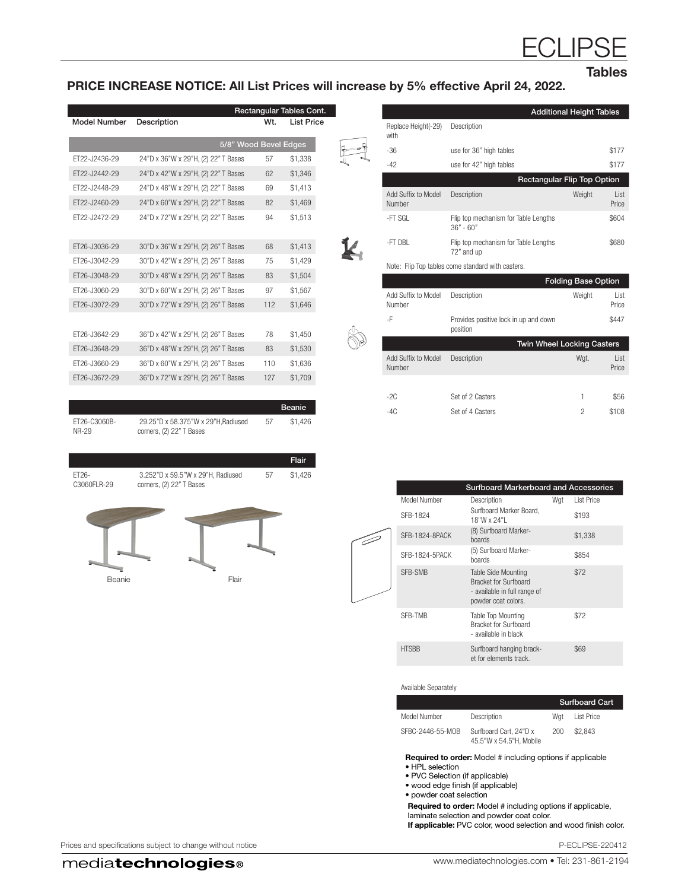# ECLIPSE

## Tables

**PRICE INCREASE NOTICE: All List Prices will increase by 5% effective April 24, 2022.**

### Rectangular Tables Cont.

| Model Number | Description | Wt. | List Price |
|---|---|---|---|
| **5/8" Wood Bevel Edges** | | | |
| ET22-J2436-29 | 24"D x 36"W x 29"H, (2) 22" T Bases | 57 | $1,338 |
| ET22-J2442-29 | 24"D x 42"W x 29"H, (2) 22" T Bases | 62 | $1,346 |
| ET22-J2448-29 | 24"D x 48"W x 29"H, (2) 22" T Bases | 69 | $1,413 |
| ET22-J2460-29 | 24"D x 60"W x 29"H, (2) 22" T Bases | 82 | $1,469 |
| ET22-J2472-29 | 24"D x 72"W x 29"H, (2) 22" T Bases | 94 | $1,513 |
| ET26-J3036-29 | 30"D x 36"W x 29"H, (2) 26" T Bases | 68 | $1,413 |
| ET26-J3042-29 | 30"D x 42"W x 29"H, (2) 26" T Bases | 75 | $1,429 |
| ET26-J3048-29 | 30"D x 48"W x 29"H, (2) 26" T Bases | 83 | $1,504 |
| ET26-J3060-29 | 30"D x 60"W x 29"H, (2) 26" T Bases | 97 | $1,567 |
| ET26-J3072-29 | 30"D x 72"W x 29"H, (2) 26" T Bases | 112 | $1,646 |
| ET26-J3642-29 | 36"D x 42"W x 29"H, (2) 26" T Bases | 78 | $1,450 |
| ET26-J3648-29 | 36"D x 48"W x 29"H, (2) 26" T Bases | 83 | $1,530 |
| ET26-J3660-29 | 36"D x 60"W x 29"H, (2) 26" T Bases | 110 | $1,636 |
| ET26-J3672-29 | 36"D x 72"W x 29"H, (2) 26" T Bases | 127 | $1,709 |

### Beanie

| Model Number | Description | Wt. | List Price |
|---|---|---|---|
| ET26-C3060B-NR-29 | 29.25"D x 58.375"W x 29"H,Radiused corners, (2) 22" T Bases | 57 | $1,426 |

### Flair

| Model Number | Description | Wt. | List Price |
|---|---|---|---|
| ET26-C3060FLR-29 | 3.252"D x 59.5"W x 29"H, Radiused corners, (2) 22" T Bases | 57 | $1,426 |

Beanie

Flair

### Additional Height Tables

| Replace Height(-29) with | Description | List Price |
|---|---|---|
| -36 | use for 36" high tables | $177 |
| -42 | use for 42" high tables | $177 |

### Rectangular Flip Top Option

| Add Suffix to Model Number | Description | Weight | List Price |
|---|---|---|---|
| -FT SGL | Flip top mechanism for Table Lengths 36" - 60" | | $604 |
| -FT DBL | Flip top mechanism for Table Lengths 72" and up | | $680 |

Note: Flip Top tables come standard with casters.

### Folding Base Option

| Add Suffix to Model Number | Description | Weight | List Price |
|---|---|---|---|
| -F | Provides positive lock in up and down position | | $447 |

### Twin Wheel Locking Casters

| Add Suffix to Model Number | Description | Wgt. | List Price |
|---|---|---|---|
| -2C | Set of 2 Casters | 1 | $56 |
| -4C | Set of 4 Casters | 2 | $108 |

### Surfboard Markerboard and Accessories

| Model Number | Description | Wgt | List Price |
|---|---|---|---|
| SFB-1824 | Surfboard Marker Board, 18"W x 24"L | | $193 |
| SFB-1824-8PACK | (8) Surfboard Marker-boards | | $1,338 |
| SFB-1824-5PACK | (5) Surfboard Marker-boards | | $854 |
| SFB-SMB | Table Side Mounting Bracket for Surfboard - available in full range of powder coat colors. | | $72 |
| SFB-TMB | Table Top Mounting Bracket for Surfboard - available in black | | $72 |
| HTSBB | Surfboard hanging bracket for elements track. | | $69 |

Available Separately

### Surfboard Cart

| Model Number | Description | Wgt | List Price |
|---|---|---|---|
| SFBC-2446-55-MOB | Surfboard Cart, 24"D x 45.5"W x 54.5"H, Mobile | 200 | $2,843 |

**Required to order:** Model # including options if applicable
- HPL selection
- PVC Selection (if applicable)
- wood edge finish (if applicable)
- powder coat selection

**Required to order:** Model # including options if applicable, laminate selection and powder coat color.
**If applicable:** PVC color, wood selection and wood finish color.

Prices and specifications subject to change without notice

P-ECLIPSE-220412

mediatechnologies® www.mediatechnologies.com • Tel: 231-861-2194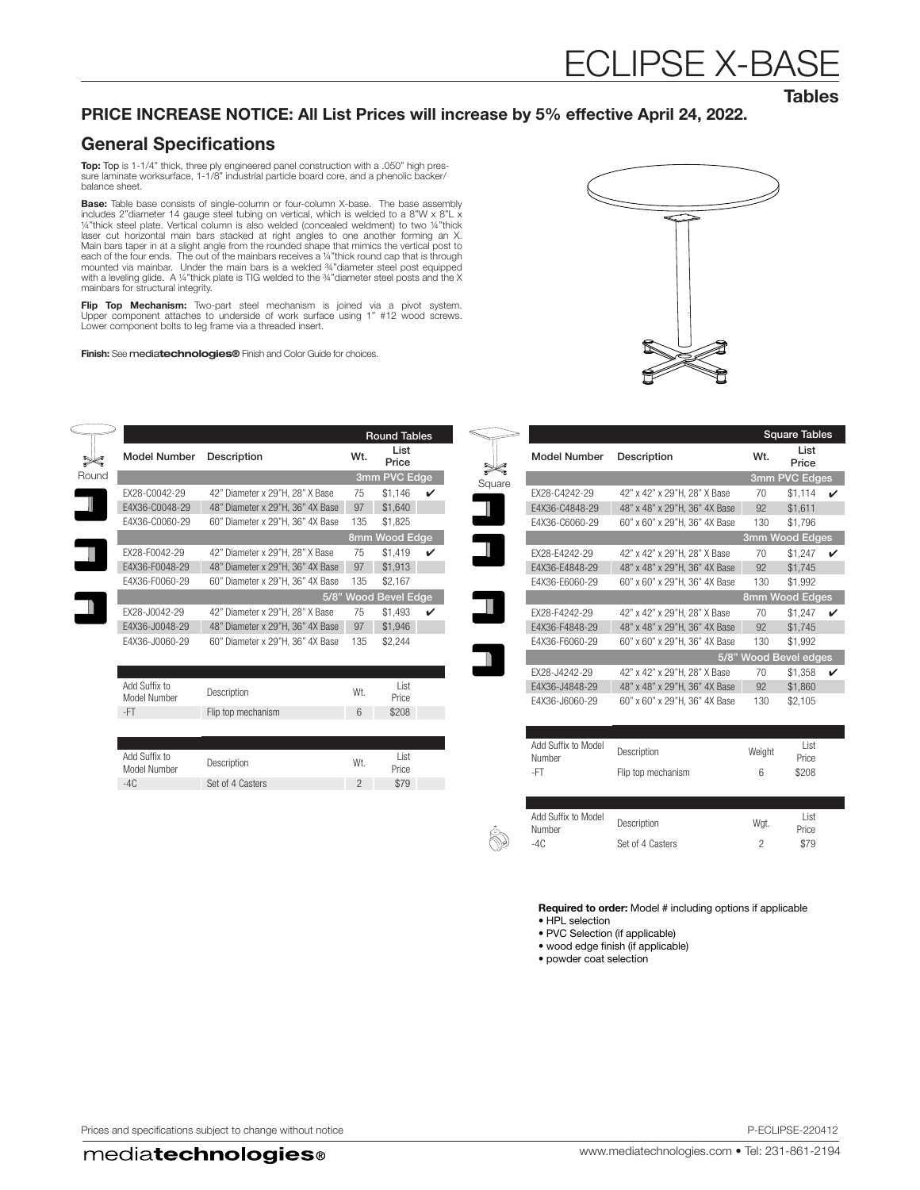# ECLIPSE X-BASE

**Tables**

**PRICE INCREASE NOTICE: All List Prices will increase by 5% effective April 24, 2022.**

## General Specifications

**Top:** Top is 1-1/4" thick, three ply engineered panel construction with a .050" high pressure laminate worksurface, 1-1/8" industrial particle board core, and a phenolic backer/ balance sheet.

**Base:** Table base consists of single-column or four-column X-base. The base assembly includes 2"diameter 14 gauge steel tubing on vertical, which is welded to a 8"W x 8"L x ¼"thick steel plate. Vertical column is also welded (concealed weldment) to two ¼"thick laser cut horizontal main bars stacked at right angles to one another forming an X. Main bars taper in at a slight angle from the rounded shape that mimics the vertical post to each of the four ends. The out of the mainbars receives a ¼"thick round cap that is through mounted via mainbar. Under the main bars is a welded ¾"diameter steel post equipped with a leveling glide. A ¼"thick plate is TIG welded to the ¾"diameter steel posts and the X mainbars for structural integrity.

**Flip Top Mechanism:** Two-part steel mechanism is joined via a pivot system. Upper component attaches to underside of work surface using 1" #12 wood screws. Lower component bolts to leg frame via a threaded insert.

**Finish:** See media**technologies®** Finish and Color Guide for choices.

Round

| Round Tables | | | | |
|---|---|---|---|---|
| Model Number | Description | Wt. | List Price | |
| 3mm PVC Edge | | | | |
| EX28-C0042-29 | 42" Diameter x 29"H, 28" X Base | 75 | $1,146 | ✔ |
| E4X36-C0048-29 | 48" Diameter x 29"H, 36" 4X Base | 97 | $1,640 | |
| E4X36-C0060-29 | 60" Diameter x 29"H, 36" 4X Base | 135 | $1,825 | |
| 8mm Wood Edge | | | | |
| EX28-F0042-29 | 42" Diameter x 29"H, 28" X Base | 75 | $1,419 | ✔ |
| E4X36-F0048-29 | 48" Diameter x 29"H, 36" 4X Base | 97 | $1,913 | |
| E4X36-F0060-29 | 60" Diameter x 29"H, 36" 4X Base | 135 | $2,167 | |
| 5/8" Wood Bevel Edge | | | | |
| EX28-J0042-29 | 42" Diameter x 29"H, 28" X Base | 75 | $1,493 | ✔ |
| E4X36-J0048-29 | 48" Diameter x 29"H, 36" 4X Base | 97 | $1,946 | |
| E4X36-J0060-29 | 60" Diameter x 29"H, 36" 4X Base | 135 | $2,244 | |

| Add Suffix to Model Number | Description | Wt. | List Price |
|---|---|---|---|
| -FT | Flip top mechanism | 6 | $208 |

| Add Suffix to Model Number | Description | Wt. | List Price |
|---|---|---|---|
| -4C | Set of 4 Casters | 2 | $79 |

Square

| Square Tables | | | | |
|---|---|---|---|---|
| Model Number | Description | Wt. | List Price | |
| 3mm PVC Edges | | | | |
| EX28-C4242-29 | 42" x 42" x 29"H, 28" X Base | 70 | $1,114 | ✔ |
| E4X36-C4848-29 | 48" x 48" x 29"H, 36" 4X Base | 92 | $1,611 | |
| E4X36-C6060-29 | 60" x 60" x 29"H, 36" 4X Base | 130 | $1,796 | |
| 3mm Wood Edges | | | | |
| EX28-E4242-29 | 42" x 42" x 29"H, 28" X Base | 70 | $1,247 | ✔ |
| E4X36-E4848-29 | 48" x 48" x 29"H, 36" 4X Base | 92 | $1,745 | |
| E4X36-E6060-29 | 60" x 60" x 29"H, 36" 4X Base | 130 | $1,992 | |
| 8mm Wood Edges | | | | |
| EX28-F4242-29 | 42" x 42" x 29"H, 28" X Base | 70 | $1,247 | ✔ |
| E4X36-F4848-29 | 48" x 48" x 29"H, 36" 4X Base | 92 | $1,745 | |
| E4X36-F6060-29 | 60" x 60" x 29"H, 36" 4X Base | 130 | $1,992 | |
| 5/8" Wood Bevel edges | | | | |
| EX28-J4242-29 | 42" x 42" x 29"H, 28" X Base | 70 | $1,358 | ✔ |
| E4X36-J4848-29 | 48" x 48" x 29"H, 36" 4X Base | 92 | $1,860 | |
| E4X36-J6060-29 | 60" x 60" x 29"H, 36" 4X Base | 130 | $2,105 | |

| Add Suffix to Model Number | Description | Weight | List Price |
|---|---|---|---|
| -FT | Flip top mechanism | 6 | $208 |

| Add Suffix to Model Number | Description | Wgt. | List Price |
|---|---|---|---|
| -4C | Set of 4 Casters | 2 | $79 |

**Required to order:** Model # including options if applicable

- HPL selection
- PVC Selection (if applicable)
- wood edge finish (if applicable)
- powder coat selection

Prices and specifications subject to change without notice

P-ECLIPSE-220412

media**technologies®**

www.mediatechnologies.com • Tel: 231-861-2194